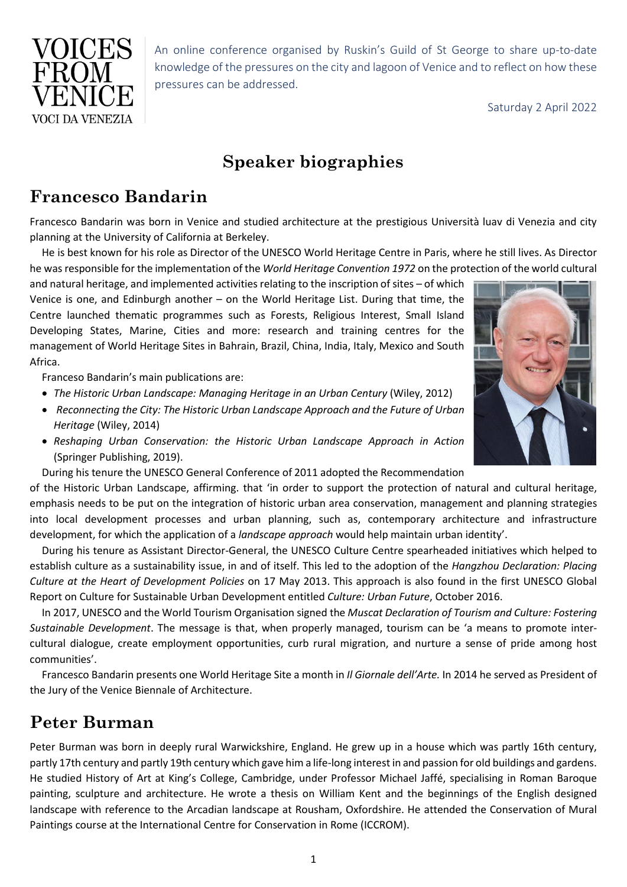VOICES FROM VENICE
VOCI DA VENEZIA

An online conference organised by Ruskin's Guild of St George to share up-to-date knowledge of the pressures on the city and lagoon of Venice and to reflect on how these pressures can be addressed.

Saturday 2 April 2022

# Speaker biographies

## Francesco Bandarin

Francesco Bandarin was born in Venice and studied architecture at the prestigious Università Iuav di Venezia and city planning at the University of California at Berkeley.

He is best known for his role as Director of the UNESCO World Heritage Centre in Paris, where he still lives. As Director he was responsible for the implementation of the *World Heritage Convention 1972* on the protection of the world cultural and natural heritage, and implemented activities relating to the inscription of sites – of which Venice is one, and Edinburgh another – on the World Heritage List. During that time, the Centre launched thematic programmes such as Forests, Religious Interest, Small Island Developing States, Marine, Cities and more: research and training centres for the management of World Heritage Sites in Bahrain, Brazil, China, India, Italy, Mexico and South Africa.

Franceso Bandarin's main publications are:

- *The Historic Urban Landscape: Managing Heritage in an Urban Century* (Wiley, 2012)
- *Reconnecting the City: The Historic Urban Landscape Approach and the Future of Urban Heritage* (Wiley, 2014)
- *Reshaping Urban Conservation: the Historic Urban Landscape Approach in Action* (Springer Publishing, 2019).

During his tenure the UNESCO General Conference of 2011 adopted the Recommendation of the Historic Urban Landscape, affirming. that 'in order to support the protection of natural and cultural heritage, emphasis needs to be put on the integration of historic urban area conservation, management and planning strategies into local development processes and urban planning, such as, contemporary architecture and infrastructure development, for which the application of a *landscape approach* would help maintain urban identity'.

During his tenure as Assistant Director-General, the UNESCO Culture Centre spearheaded initiatives which helped to establish culture as a sustainability issue, in and of itself. This led to the adoption of the *Hangzhou Declaration: Placing Culture at the Heart of Development Policies* on 17 May 2013. This approach is also found in the first UNESCO Global Report on Culture for Sustainable Urban Development entitled *Culture: Urban Future*, October 2016.

In 2017, UNESCO and the World Tourism Organisation signed the *Muscat Declaration of Tourism and Culture: Fostering Sustainable Development*. The message is that, when properly managed, tourism can be 'a means to promote inter-cultural dialogue, create employment opportunities, curb rural migration, and nurture a sense of pride among host communities'.

Francesco Bandarin presents one World Heritage Site a month in *Il Giornale dell'Arte.* In 2014 he served as President of the Jury of the Venice Biennale of Architecture.

## Peter Burman

Peter Burman was born in deeply rural Warwickshire, England. He grew up in a house which was partly 16th century, partly 17th century and partly 19th century which gave him a life-long interest in and passion for old buildings and gardens. He studied History of Art at King's College, Cambridge, under Professor Michael Jaffé, specialising in Roman Baroque painting, sculpture and architecture. He wrote a thesis on William Kent and the beginnings of the English designed landscape with reference to the Arcadian landscape at Rousham, Oxfordshire. He attended the Conservation of Mural Paintings course at the International Centre for Conservation in Rome (ICCROM).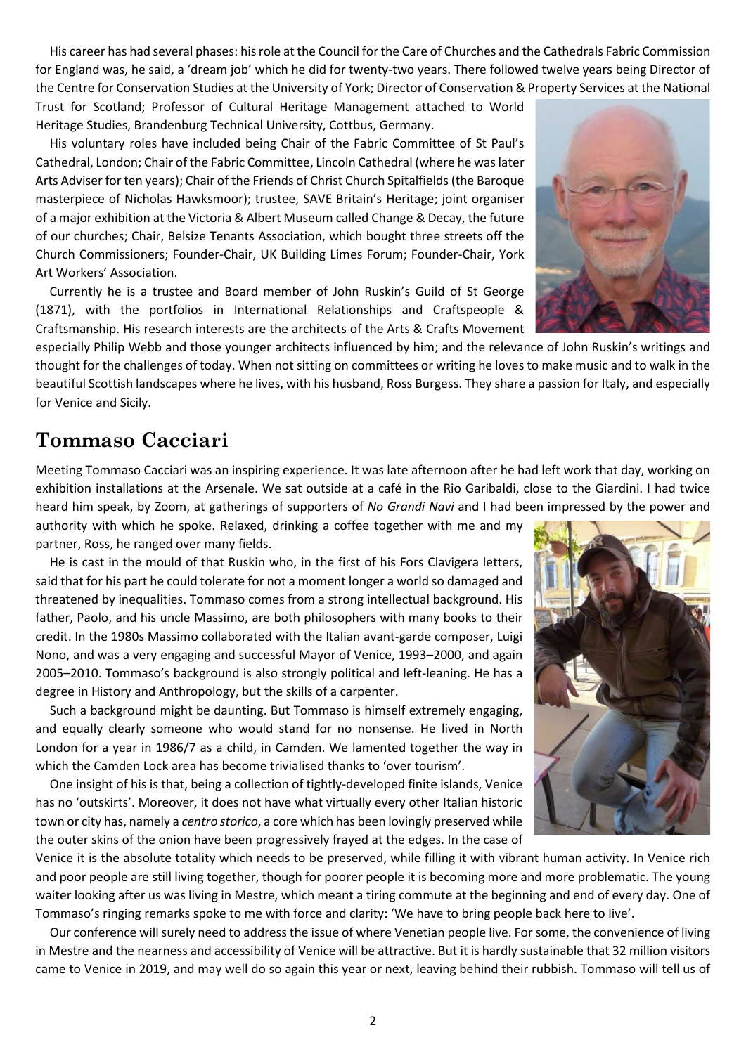His career has had several phases: his role at the Council for the Care of Churches and the Cathedrals Fabric Commission for England was, he said, a 'dream job' which he did for twenty-two years. There followed twelve years being Director of the Centre for Conservation Studies at the University of York; Director of Conservation & Property Services at the National Trust for Scotland; Professor of Cultural Heritage Management attached to World Heritage Studies, Brandenburg Technical University, Cottbus, Germany.

His voluntary roles have included being Chair of the Fabric Committee of St Paul's Cathedral, London; Chair of the Fabric Committee, Lincoln Cathedral (where he was later Arts Adviser for ten years); Chair of the Friends of Christ Church Spitalfields (the Baroque masterpiece of Nicholas Hawksmoor); trustee, SAVE Britain's Heritage; joint organiser of a major exhibition at the Victoria & Albert Museum called Change & Decay, the future of our churches; Chair, Belsize Tenants Association, which bought three streets off the Church Commissioners; Founder-Chair, UK Building Limes Forum; Founder-Chair, York Art Workers' Association.

Currently he is a trustee and Board member of John Ruskin's Guild of St George (1871), with the portfolios in International Relationships and Craftspeople & Craftsmanship. His research interests are the architects of the Arts & Crafts Movement especially Philip Webb and those younger architects influenced by him; and the relevance of John Ruskin's writings and thought for the challenges of today. When not sitting on committees or writing he loves to make music and to walk in the beautiful Scottish landscapes where he lives, with his husband, Ross Burgess. They share a passion for Italy, and especially for Venice and Sicily.

## Tommaso Cacciari

Meeting Tommaso Cacciari was an inspiring experience. It was late afternoon after he had left work that day, working on exhibition installations at the Arsenale. We sat outside at a café in the Rio Garibaldi, close to the Giardini. I had twice heard him speak, by Zoom, at gatherings of supporters of *No Grandi Navi* and I had been impressed by the power and authority with which he spoke. Relaxed, drinking a coffee together with me and my partner, Ross, he ranged over many fields.

He is cast in the mould of that Ruskin who, in the first of his Fors Clavigera letters, said that for his part he could tolerate for not a moment longer a world so damaged and threatened by inequalities. Tommaso comes from a strong intellectual background. His father, Paolo, and his uncle Massimo, are both philosophers with many books to their credit. In the 1980s Massimo collaborated with the Italian avant-garde composer, Luigi Nono, and was a very engaging and successful Mayor of Venice, 1993–2000, and again 2005–2010. Tommaso's background is also strongly political and left-leaning. He has a degree in History and Anthropology, but the skills of a carpenter.

Such a background might be daunting. But Tommaso is himself extremely engaging, and equally clearly someone who would stand for no nonsense. He lived in North London for a year in 1986/7 as a child, in Camden. We lamented together the way in which the Camden Lock area has become trivialised thanks to 'over tourism'.

One insight of his is that, being a collection of tightly-developed finite islands, Venice has no 'outskirts'. Moreover, it does not have what virtually every other Italian historic town or city has, namely a *centro storico*, a core which has been lovingly preserved while the outer skins of the onion have been progressively frayed at the edges. In the case of Venice it is the absolute totality which needs to be preserved, while filling it with vibrant human activity. In Venice rich and poor people are still living together, though for poorer people it is becoming more and more problematic. The young waiter looking after us was living in Mestre, which meant a tiring commute at the beginning and end of every day. One of Tommaso's ringing remarks spoke to me with force and clarity: 'We have to bring people back here to live'.

Our conference will surely need to address the issue of where Venetian people live. For some, the convenience of living in Mestre and the nearness and accessibility of Venice will be attractive. But it is hardly sustainable that 32 million visitors came to Venice in 2019, and may well do so again this year or next, leaving behind their rubbish. Tommaso will tell us of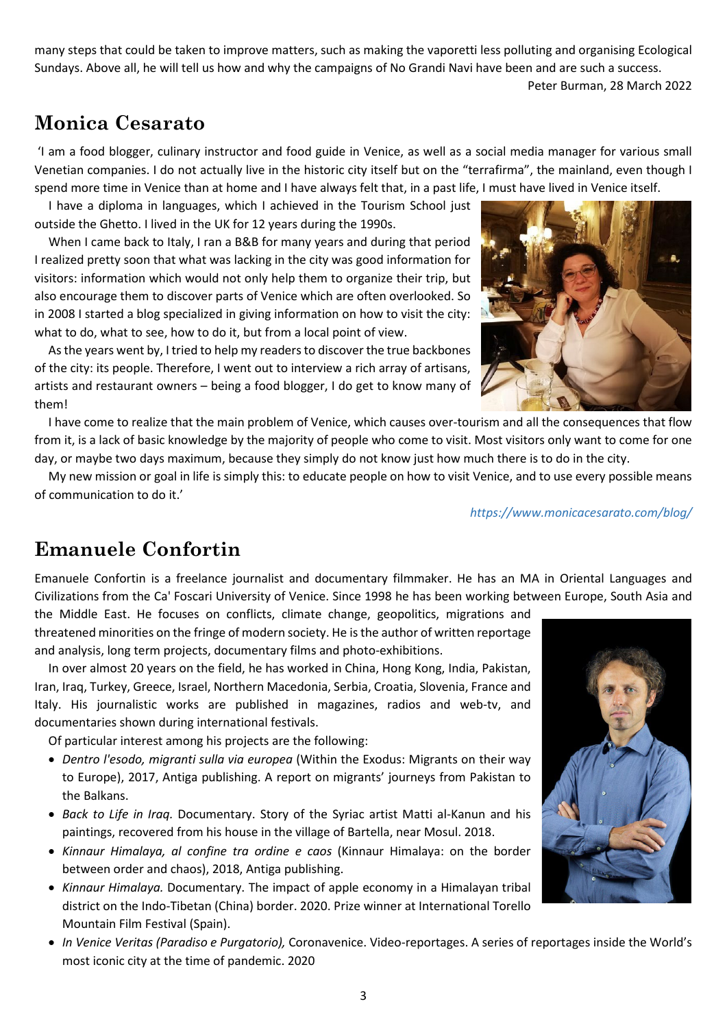many steps that could be taken to improve matters, such as making the vaporetti less polluting and organising Ecological Sundays. Above all, he will tell us how and why the campaigns of No Grandi Navi have been and are such a success.

Peter Burman, 28 March 2022

## Monica Cesarato

'I am a food blogger, culinary instructor and food guide in Venice, as well as a social media manager for various small Venetian companies. I do not actually live in the historic city itself but on the "terrafirma", the mainland, even though I spend more time in Venice than at home and I have always felt that, in a past life, I must have lived in Venice itself.

I have a diploma in languages, which I achieved in the Tourism School just outside the Ghetto. I lived in the UK for 12 years during the 1990s.

When I came back to Italy, I ran a B&B for many years and during that period I realized pretty soon that what was lacking in the city was good information for visitors: information which would not only help them to organize their trip, but also encourage them to discover parts of Venice which are often overlooked. So in 2008 I started a blog specialized in giving information on how to visit the city: what to do, what to see, how to do it, but from a local point of view.

As the years went by, I tried to help my readers to discover the true backbones of the city: its people. Therefore, I went out to interview a rich array of artisans, artists and restaurant owners – being a food blogger, I do get to know many of them!

I have come to realize that the main problem of Venice, which causes over-tourism and all the consequences that flow from it, is a lack of basic knowledge by the majority of people who come to visit. Most visitors only want to come for one day, or maybe two days maximum, because they simply do not know just how much there is to do in the city.

My new mission or goal in life is simply this: to educate people on how to visit Venice, and to use every possible means of communication to do it.'

*https://www.monicacesarato.com/blog/*

## Emanuele Confortin

Emanuele Confortin is a freelance journalist and documentary filmmaker. He has an MA in Oriental Languages and Civilizations from the Ca' Foscari University of Venice. Since 1998 he has been working between Europe, South Asia and the Middle East. He focuses on conflicts, climate change, geopolitics, migrations and threatened minorities on the fringe of modern society. He is the author of written reportage and analysis, long term projects, documentary films and photo-exhibitions.

In over almost 20 years on the field, he has worked in China, Hong Kong, India, Pakistan, Iran, Iraq, Turkey, Greece, Israel, Northern Macedonia, Serbia, Croatia, Slovenia, France and Italy. His journalistic works are published in magazines, radios and web-tv, and documentaries shown during international festivals.

Of particular interest among his projects are the following:

- *Dentro l'esodo, migranti sulla via europea* (Within the Exodus: Migrants on their way to Europe), 2017, Antiga publishing. A report on migrants' journeys from Pakistan to the Balkans.
- *Back to Life in Iraq.* Documentary. Story of the Syriac artist Matti al-Kanun and his paintings, recovered from his house in the village of Bartella, near Mosul. 2018.
- *Kinnaur Himalaya, al confine tra ordine e caos* (Kinnaur Himalaya: on the border between order and chaos), 2018, Antiga publishing.
- *Kinnaur Himalaya.* Documentary. The impact of apple economy in a Himalayan tribal district on the Indo-Tibetan (China) border. 2020. Prize winner at International Torello Mountain Film Festival (Spain).
- *In Venice Veritas (Paradiso e Purgatorio),* Coronavenice. Video-reportages. A series of reportages inside the World's most iconic city at the time of pandemic. 2020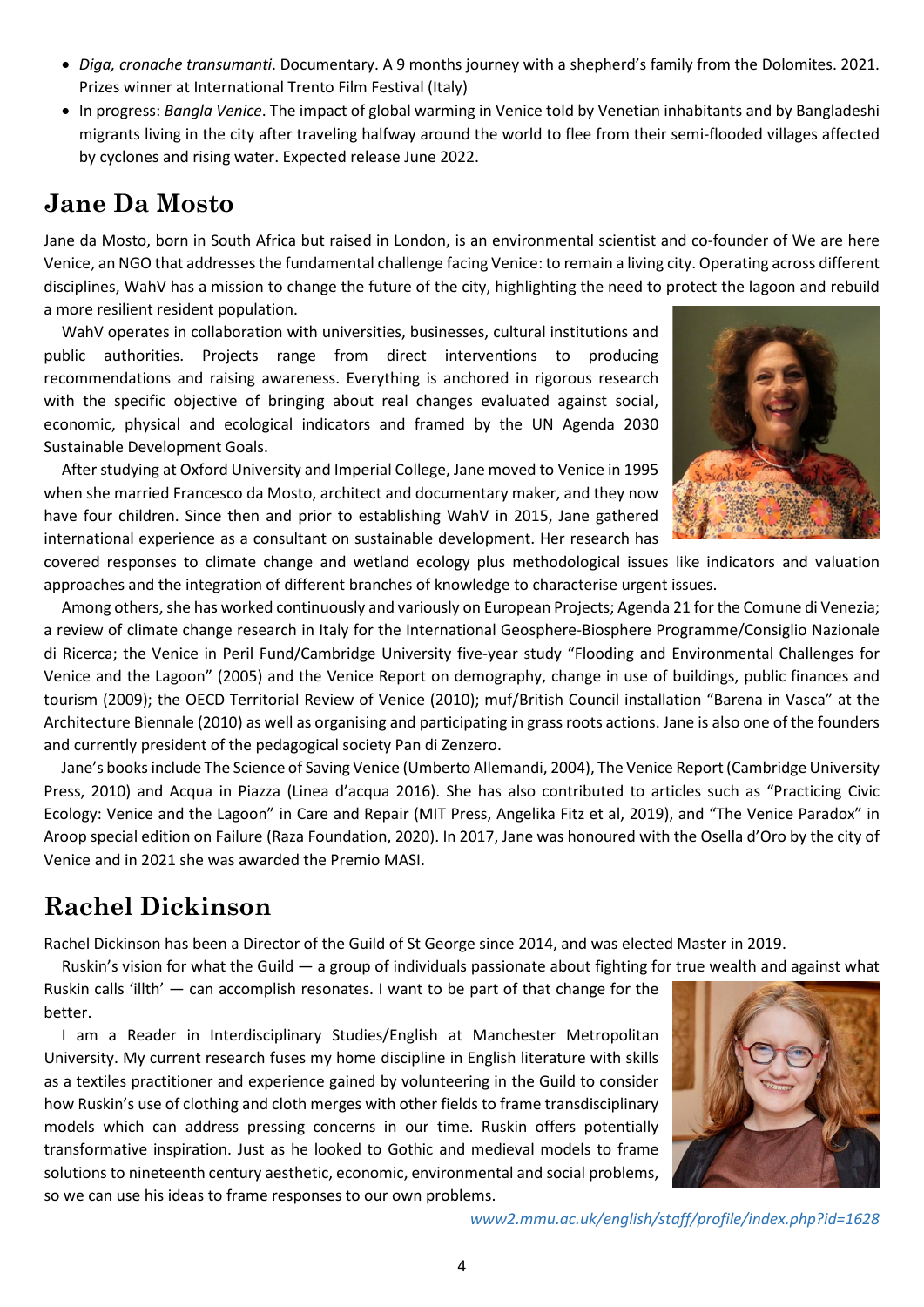- *Diga, cronache transumanti*. Documentary. A 9 months journey with a shepherd's family from the Dolomites. 2021. Prizes winner at International Trento Film Festival (Italy)
- In progress: *Bangla Venice*. The impact of global warming in Venice told by Venetian inhabitants and by Bangladeshi migrants living in the city after traveling halfway around the world to flee from their semi-flooded villages affected by cyclones and rising water. Expected release June 2022.

## Jane Da Mosto

Jane da Mosto, born in South Africa but raised in London, is an environmental scientist and co-founder of We are here Venice, an NGO that addresses the fundamental challenge facing Venice: to remain a living city. Operating across different disciplines, WahV has a mission to change the future of the city, highlighting the need to protect the lagoon and rebuild a more resilient resident population.

WahV operates in collaboration with universities, businesses, cultural institutions and public authorities. Projects range from direct interventions to producing recommendations and raising awareness. Everything is anchored in rigorous research with the specific objective of bringing about real changes evaluated against social, economic, physical and ecological indicators and framed by the UN Agenda 2030 Sustainable Development Goals.

After studying at Oxford University and Imperial College, Jane moved to Venice in 1995 when she married Francesco da Mosto, architect and documentary maker, and they now have four children. Since then and prior to establishing WahV in 2015, Jane gathered international experience as a consultant on sustainable development. Her research has covered responses to climate change and wetland ecology plus methodological issues like indicators and valuation approaches and the integration of different branches of knowledge to characterise urgent issues.

Among others, she has worked continuously and variously on European Projects; Agenda 21 for the Comune di Venezia; a review of climate change research in Italy for the International Geosphere-Biosphere Programme/Consiglio Nazionale di Ricerca; the Venice in Peril Fund/Cambridge University five-year study "Flooding and Environmental Challenges for Venice and the Lagoon" (2005) and the Venice Report on demography, change in use of buildings, public finances and tourism (2009); the OECD Territorial Review of Venice (2010); muf/British Council installation "Barena in Vasca" at the Architecture Biennale (2010) as well as organising and participating in grass roots actions. Jane is also one of the founders and currently president of the pedagogical society Pan di Zenzero.

Jane's books include The Science of Saving Venice (Umberto Allemandi, 2004), The Venice Report (Cambridge University Press, 2010) and Acqua in Piazza (Linea d'acqua 2016). She has also contributed to articles such as "Practicing Civic Ecology: Venice and the Lagoon" in Care and Repair (MIT Press, Angelika Fitz et al, 2019), and "The Venice Paradox" in Aroop special edition on Failure (Raza Foundation, 2020). In 2017, Jane was honoured with the Osella d'Oro by the city of Venice and in 2021 she was awarded the Premio MASI.

## Rachel Dickinson

Rachel Dickinson has been a Director of the Guild of St George since 2014, and was elected Master in 2019.

Ruskin's vision for what the Guild — a group of individuals passionate about fighting for true wealth and against what Ruskin calls 'illth' — can accomplish resonates. I want to be part of that change for the better.

I am a Reader in Interdisciplinary Studies/English at Manchester Metropolitan University. My current research fuses my home discipline in English literature with skills as a textiles practitioner and experience gained by volunteering in the Guild to consider how Ruskin's use of clothing and cloth merges with other fields to frame transdisciplinary models which can address pressing concerns in our time. Ruskin offers potentially transformative inspiration. Just as he looked to Gothic and medieval models to frame solutions to nineteenth century aesthetic, economic, environmental and social problems, so we can use his ideas to frame responses to our own problems.

*www2.mmu.ac.uk/english/staff/profile/index.php?id=1628*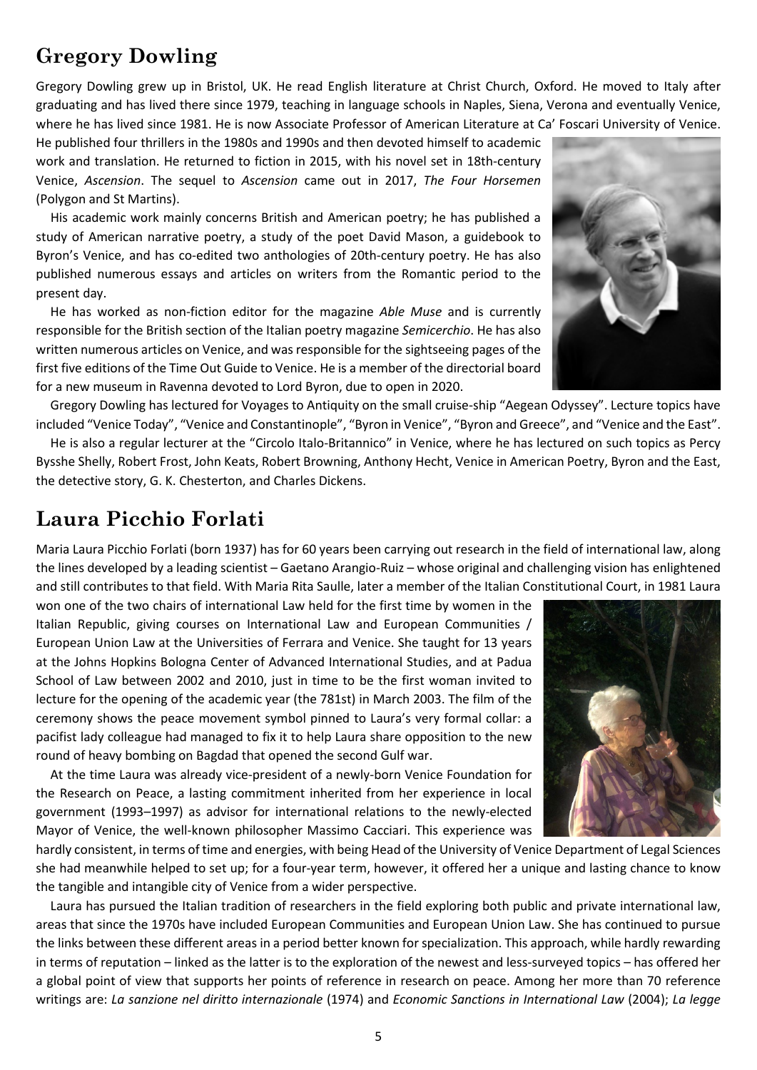## Gregory Dowling

Gregory Dowling grew up in Bristol, UK. He read English literature at Christ Church, Oxford. He moved to Italy after graduating and has lived there since 1979, teaching in language schools in Naples, Siena, Verona and eventually Venice, where he has lived since 1981. He is now Associate Professor of American Literature at Ca' Foscari University of Venice. He published four thrillers in the 1980s and 1990s and then devoted himself to academic work and translation. He returned to fiction in 2015, with his novel set in 18th-century Venice, *Ascension*. The sequel to *Ascension* came out in 2017, *The Four Horsemen* (Polygon and St Martins).

His academic work mainly concerns British and American poetry; he has published a study of American narrative poetry, a study of the poet David Mason, a guidebook to Byron's Venice, and has co-edited two anthologies of 20th-century poetry. He has also published numerous essays and articles on writers from the Romantic period to the present day.

He has worked as non-fiction editor for the magazine *Able Muse* and is currently responsible for the British section of the Italian poetry magazine *Semicerchio*. He has also written numerous articles on Venice, and was responsible for the sightseeing pages of the first five editions of the Time Out Guide to Venice. He is a member of the directorial board for a new museum in Ravenna devoted to Lord Byron, due to open in 2020.

Gregory Dowling has lectured for Voyages to Antiquity on the small cruise-ship "Aegean Odyssey". Lecture topics have included "Venice Today", "Venice and Constantinople", "Byron in Venice", "Byron and Greece", and "Venice and the East".

He is also a regular lecturer at the "Circolo Italo-Britannico" in Venice, where he has lectured on such topics as Percy Bysshe Shelly, Robert Frost, John Keats, Robert Browning, Anthony Hecht, Venice in American Poetry, Byron and the East, the detective story, G. K. Chesterton, and Charles Dickens.

## Laura Picchio Forlati

Maria Laura Picchio Forlati (born 1937) has for 60 years been carrying out research in the field of international law, along the lines developed by a leading scientist – Gaetano Arangio-Ruiz – whose original and challenging vision has enlightened and still contributes to that field. With Maria Rita Saulle, later a member of the Italian Constitutional Court, in 1981 Laura won one of the two chairs of international Law held for the first time by women in the Italian Republic, giving courses on International Law and European Communities / European Union Law at the Universities of Ferrara and Venice. She taught for 13 years at the Johns Hopkins Bologna Center of Advanced International Studies, and at Padua School of Law between 2002 and 2010, just in time to be the first woman invited to lecture for the opening of the academic year (the 781st) in March 2003. The film of the ceremony shows the peace movement symbol pinned to Laura's very formal collar: a pacifist lady colleague had managed to fix it to help Laura share opposition to the new round of heavy bombing on Bagdad that opened the second Gulf war.

At the time Laura was already vice-president of a newly-born Venice Foundation for the Research on Peace, a lasting commitment inherited from her experience in local government (1993–1997) as advisor for international relations to the newly-elected Mayor of Venice, the well-known philosopher Massimo Cacciari. This experience was hardly consistent, in terms of time and energies, with being Head of the University of Venice Department of Legal Sciences she had meanwhile helped to set up; for a four-year term, however, it offered her a unique and lasting chance to know the tangible and intangible city of Venice from a wider perspective.

Laura has pursued the Italian tradition of researchers in the field exploring both public and private international law, areas that since the 1970s have included European Communities and European Union Law. She has continued to pursue the links between these different areas in a period better known for specialization. This approach, while hardly rewarding in terms of reputation – linked as the latter is to the exploration of the newest and less-surveyed topics – has offered her a global point of view that supports her points of reference in research on peace. Among her more than 70 reference writings are: *La sanzione nel diritto internazionale* (1974) and *Economic Sanctions in International Law* (2004); *La legge*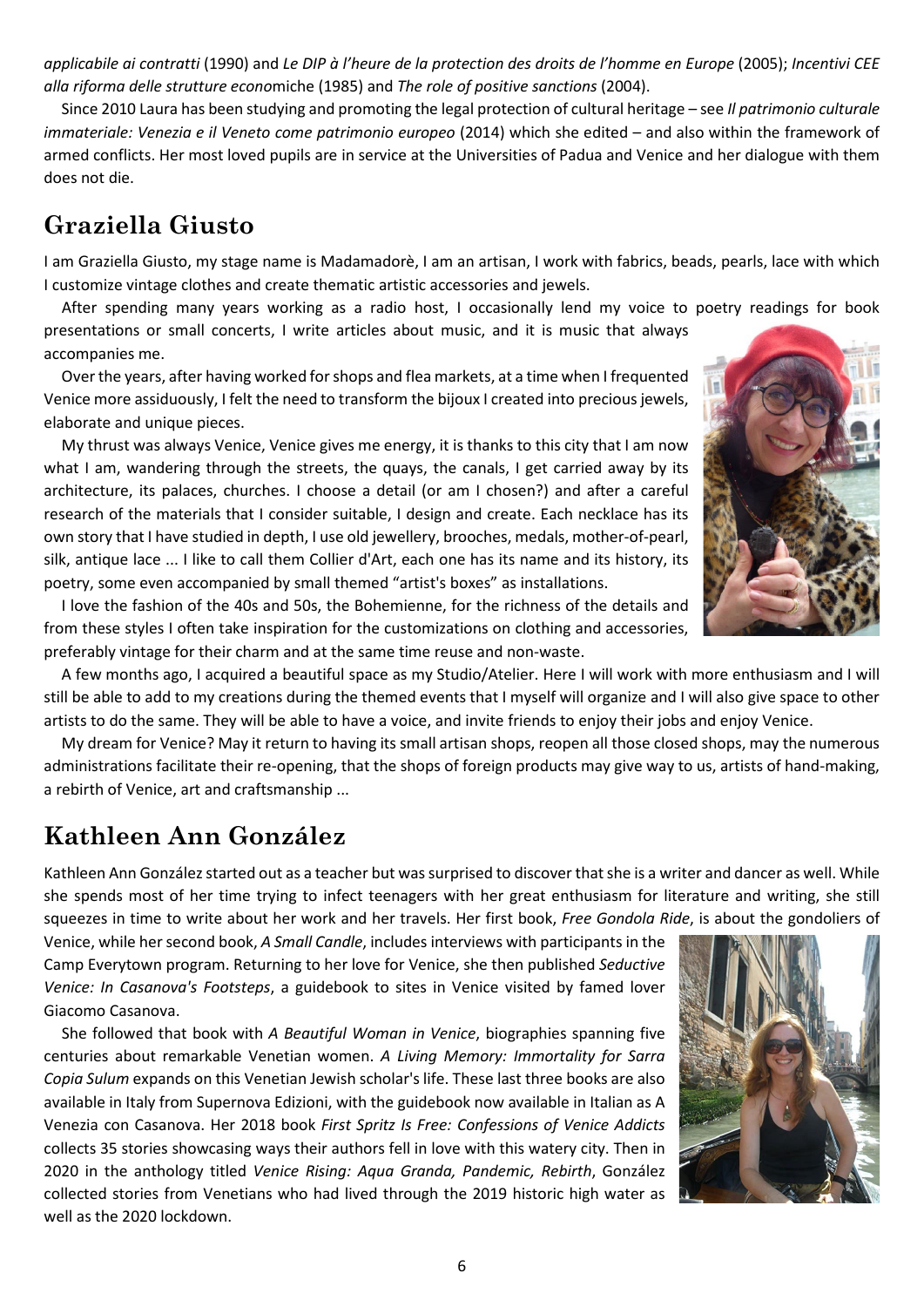*applicabile ai contratti* (1990) and *Le DIP à l'heure de la protection des droits de l'homme en Europe* (2005); *Incentivi CEE alla riforma delle strutture economiche* (1985) and *The role of positive sanctions* (2004).

Since 2010 Laura has been studying and promoting the legal protection of cultural heritage – see *Il patrimonio culturale immateriale: Venezia e il Veneto come patrimonio europeo* (2014) which she edited – and also within the framework of armed conflicts. Her most loved pupils are in service at the Universities of Padua and Venice and her dialogue with them does not die.

## Graziella Giusto

I am Graziella Giusto, my stage name is Madamadorè, I am an artisan, I work with fabrics, beads, pearls, lace with which I customize vintage clothes and create thematic artistic accessories and jewels.

After spending many years working as a radio host, I occasionally lend my voice to poetry readings for book presentations or small concerts, I write articles about music, and it is music that always accompanies me.

Over the years, after having worked for shops and flea markets, at a time when I frequented Venice more assiduously, I felt the need to transform the bijoux I created into precious jewels, elaborate and unique pieces.

My thrust was always Venice, Venice gives me energy, it is thanks to this city that I am now what I am, wandering through the streets, the quays, the canals, I get carried away by its architecture, its palaces, churches. I choose a detail (or am I chosen?) and after a careful research of the materials that I consider suitable, I design and create. Each necklace has its own story that I have studied in depth, I use old jewellery, brooches, medals, mother-of-pearl, silk, antique lace ... I like to call them Collier d'Art, each one has its name and its history, its poetry, some even accompanied by small themed "artist's boxes" as installations.

I love the fashion of the 40s and 50s, the Bohemienne, for the richness of the details and from these styles I often take inspiration for the customizations on clothing and accessories, preferably vintage for their charm and at the same time reuse and non-waste.

A few months ago, I acquired a beautiful space as my Studio/Atelier. Here I will work with more enthusiasm and I will still be able to add to my creations during the themed events that I myself will organize and I will also give space to other artists to do the same. They will be able to have a voice, and invite friends to enjoy their jobs and enjoy Venice.

My dream for Venice? May it return to having its small artisan shops, reopen all those closed shops, may the numerous administrations facilitate their re-opening, that the shops of foreign products may give way to us, artists of hand-making, a rebirth of Venice, art and craftsmanship ...

## Kathleen Ann González

Kathleen Ann González started out as a teacher but was surprised to discover that she is a writer and dancer as well. While she spends most of her time trying to infect teenagers with her great enthusiasm for literature and writing, she still squeezes in time to write about her work and her travels. Her first book, *Free Gondola Ride*, is about the gondoliers of Venice, while her second book, *A Small Candle*, includes interviews with participants in the Camp Everytown program. Returning to her love for Venice, she then published *Seductive Venice: In Casanova's Footsteps*, a guidebook to sites in Venice visited by famed lover Giacomo Casanova.

She followed that book with *A Beautiful Woman in Venice*, biographies spanning five centuries about remarkable Venetian women. *A Living Memory: Immortality for Sarra Copia Sulum* expands on this Venetian Jewish scholar's life. These last three books are also available in Italy from Supernova Edizioni, with the guidebook now available in Italian as A Venezia con Casanova. Her 2018 book *First Spritz Is Free: Confessions of Venice Addicts* collects 35 stories showcasing ways their authors fell in love with this watery city. Then in 2020 in the anthology titled *Venice Rising: Aqua Granda, Pandemic, Rebirth*, González collected stories from Venetians who had lived through the 2019 historic high water as well as the 2020 lockdown.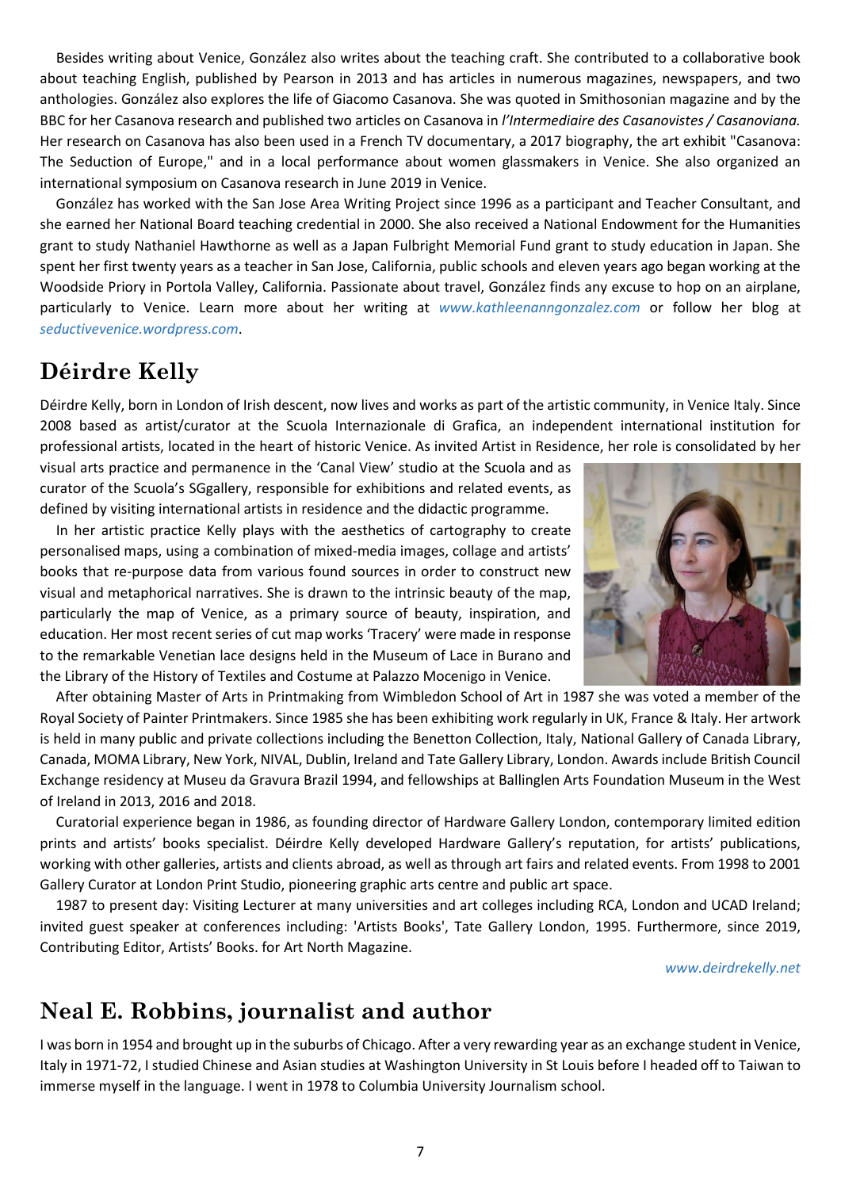Besides writing about Venice, González also writes about the teaching craft. She contributed to a collaborative book about teaching English, published by Pearson in 2013 and has articles in numerous magazines, newspapers, and two anthologies. González also explores the life of Giacomo Casanova. She was quoted in Smithsonian magazine and by the BBC for her Casanova research and published two articles on Casanova in *l'Intermediaire des Casanovistes / Casanoviana.* Her research on Casanova has also been used in a French TV documentary, a 2017 biography, the art exhibit "Casanova: The Seduction of Europe," and in a local performance about women glassmakers in Venice. She also organized an international symposium on Casanova research in June 2019 in Venice.

González has worked with the San Jose Area Writing Project since 1996 as a participant and Teacher Consultant, and she earned her National Board teaching credential in 2000. She also received a National Endowment for the Humanities grant to study Nathaniel Hawthorne as well as a Japan Fulbright Memorial Fund grant to study education in Japan. She spent her first twenty years as a teacher in San Jose, California, public schools and eleven years ago began working at the Woodside Priory in Portola Valley, California. Passionate about travel, González finds any excuse to hop on an airplane, particularly to Venice. Learn more about her writing at *www.kathleenanngonzalez.com* or follow her blog at *seductivevenice.wordpress.com*.

## Déirdre Kelly

Déirdre Kelly, born in London of Irish descent, now lives and works as part of the artistic community, in Venice Italy. Since 2008 based as artist/curator at the Scuola Internazionale di Grafica, an independent international institution for professional artists, located in the heart of historic Venice. As invited Artist in Residence, her role is consolidated by her visual arts practice and permanence in the 'Canal View' studio at the Scuola and as curator of the Scuola's SGgallery, responsible for exhibitions and related events, as defined by visiting international artists in residence and the didactic programme.

In her artistic practice Kelly plays with the aesthetics of cartography to create personalised maps, using a combination of mixed-media images, collage and artists' books that re-purpose data from various found sources in order to construct new visual and metaphorical narratives. She is drawn to the intrinsic beauty of the map, particularly the map of Venice, as a primary source of beauty, inspiration, and education. Her most recent series of cut map works 'Tracery' were made in response to the remarkable Venetian lace designs held in the Museum of Lace in Burano and the Library of the History of Textiles and Costume at Palazzo Mocenigo in Venice.

After obtaining Master of Arts in Printmaking from Wimbledon School of Art in 1987 she was voted a member of the Royal Society of Painter Printmakers. Since 1985 she has been exhibiting work regularly in UK, France & Italy. Her artwork is held in many public and private collections including the Benetton Collection, Italy, National Gallery of Canada Library, Canada, MOMA Library, New York, NIVAL, Dublin, Ireland and Tate Gallery Library, London. Awards include British Council Exchange residency at Museu da Gravura Brazil 1994, and fellowships at Ballinglen Arts Foundation Museum in the West of Ireland in 2013, 2016 and 2018.

Curatorial experience began in 1986, as founding director of Hardware Gallery London, contemporary limited edition prints and artists' books specialist. Déirdre Kelly developed Hardware Gallery's reputation, for artists' publications, working with other galleries, artists and clients abroad, as well as through art fairs and related events. From 1998 to 2001 Gallery Curator at London Print Studio, pioneering graphic arts centre and public art space.

1987 to present day: Visiting Lecturer at many universities and art colleges including RCA, London and UCAD Ireland; invited guest speaker at conferences including: 'Artists Books', Tate Gallery London, 1995. Furthermore, since 2019, Contributing Editor, Artists' Books. for Art North Magazine.

*www.deirdrekelly.net*

## Neal E. Robbins, journalist and author

I was born in 1954 and brought up in the suburbs of Chicago. After a very rewarding year as an exchange student in Venice, Italy in 1971-72, I studied Chinese and Asian studies at Washington University in St Louis before I headed off to Taiwan to immerse myself in the language. I went in 1978 to Columbia University Journalism school.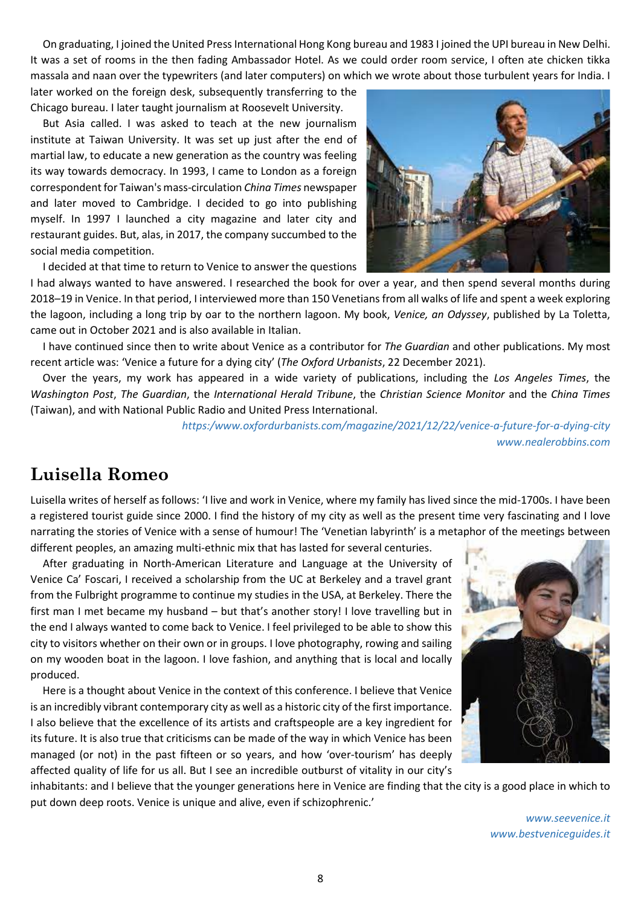On graduating, I joined the United Press International Hong Kong bureau and 1983 I joined the UPI bureau in New Delhi. It was a set of rooms in the then fading Ambassador Hotel. As we could order room service, I often ate chicken tikka massala and naan over the typewriters (and later computers) on which we wrote about those turbulent years for India. I later worked on the foreign desk, subsequently transferring to the Chicago bureau. I later taught journalism at Roosevelt University.

But Asia called. I was asked to teach at the new journalism institute at Taiwan University. It was set up just after the end of martial law, to educate a new generation as the country was feeling its way towards democracy. In 1993, I came to London as a foreign correspondent for Taiwan's mass-circulation *China Times* newspaper and later moved to Cambridge. I decided to go into publishing myself. In 1997 I launched a city magazine and later city and restaurant guides. But, alas, in 2017, the company succumbed to the social media competition.

I decided at that time to return to Venice to answer the questions I had always wanted to have answered. I researched the book for over a year, and then spend several months during 2018–19 in Venice. In that period, I interviewed more than 150 Venetians from all walks of life and spent a week exploring the lagoon, including a long trip by oar to the northern lagoon. My book, *Venice, an Odyssey*, published by La Toletta, came out in October 2021 and is also available in Italian.

I have continued since then to write about Venice as a contributor for *The Guardian* and other publications. My most recent article was: 'Venice a future for a dying city' (*The Oxford Urbanists*, 22 December 2021).

Over the years, my work has appeared in a wide variety of publications, including the *Los Angeles Times*, the *Washington Post*, *The Guardian*, the *International Herald Tribune*, the *Christian Science Monitor* and the *China Times* (Taiwan), and with National Public Radio and United Press International.

*https:/www.oxfordurbanists.com/magazine/2021/12/22/venice-a-future-for-a-dying-city*
*www.nealerobbins.com*

## Luisella Romeo

Luisella writes of herself as follows: 'I live and work in Venice, where my family has lived since the mid-1700s. I have been a registered tourist guide since 2000. I find the history of my city as well as the present time very fascinating and I love narrating the stories of Venice with a sense of humour! The 'Venetian labyrinth' is a metaphor of the meetings between different peoples, an amazing multi-ethnic mix that has lasted for several centuries.

After graduating in North-American Literature and Language at the University of Venice Ca' Foscari, I received a scholarship from the UC at Berkeley and a travel grant from the Fulbright programme to continue my studies in the USA, at Berkeley. There the first man I met became my husband – but that's another story! I love travelling but in the end I always wanted to come back to Venice. I feel privileged to be able to show this city to visitors whether on their own or in groups. I love photography, rowing and sailing on my wooden boat in the lagoon. I love fashion, and anything that is local and locally produced.

Here is a thought about Venice in the context of this conference. I believe that Venice is an incredibly vibrant contemporary city as well as a historic city of the first importance. I also believe that the excellence of its artists and craftspeople are a key ingredient for its future. It is also true that criticisms can be made of the way in which Venice has been managed (or not) in the past fifteen or so years, and how 'over-tourism' has deeply affected quality of life for us all. But I see an incredible outburst of vitality in our city's inhabitants: and I believe that the younger generations here in Venice are finding that the city is a good place in which to put down deep roots. Venice is unique and alive, even if schizophrenic.'

*www.seevenice.it*
*www.bestveniceguides.it*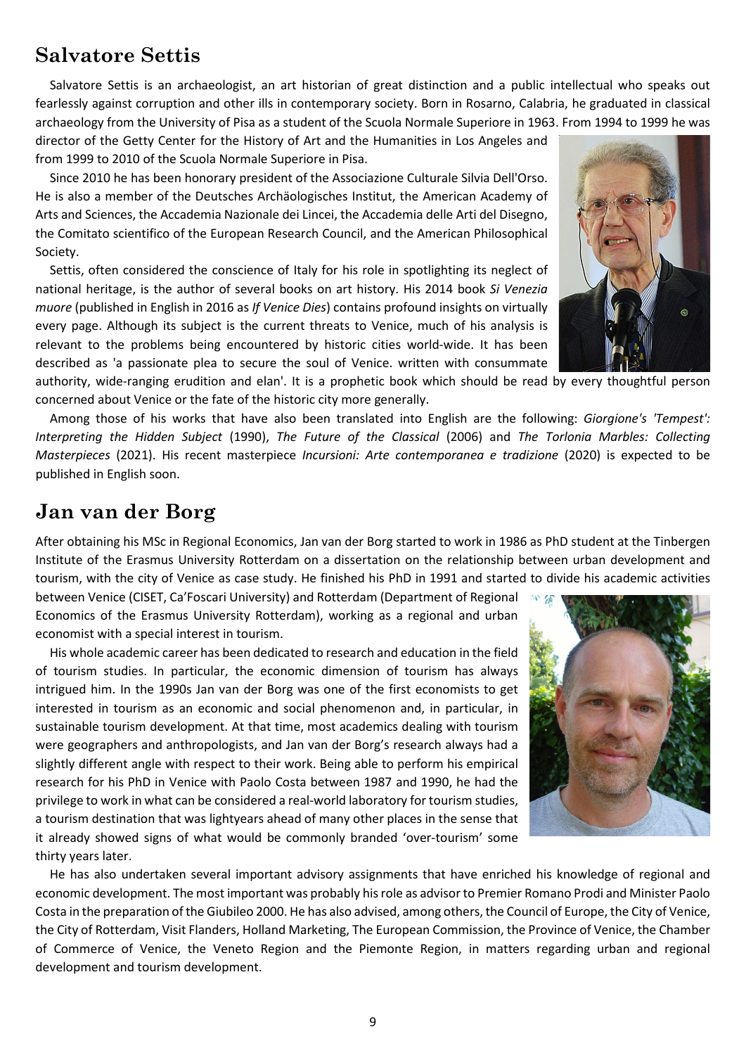## Salvatore Settis

Salvatore Settis is an archaeologist, an art historian of great distinction and a public intellectual who speaks out fearlessly against corruption and other ills in contemporary society. Born in Rosarno, Calabria, he graduated in classical archaeology from the University of Pisa as a student of the Scuola Normale Superiore in 1963. From 1994 to 1999 he was director of the Getty Center for the History of Art and the Humanities in Los Angeles and from 1999 to 2010 of the Scuola Normale Superiore in Pisa.

Since 2010 he has been honorary president of the Associazione Culturale Silvia Dell'Orso. He is also a member of the Deutsches Archäologisches Institut, the American Academy of Arts and Sciences, the Accademia Nazionale dei Lincei, the Accademia delle Arti del Disegno, the Comitato scientifico of the European Research Council, and the American Philosophical Society.

Settis, often considered the conscience of Italy for his role in spotlighting its neglect of national heritage, is the author of several books on art history. His 2014 book *Si Venezia muore* (published in English in 2016 as *If Venice Dies*) contains profound insights on virtually every page. Although its subject is the current threats to Venice, much of his analysis is relevant to the problems being encountered by historic cities world-wide. It has been described as 'a passionate plea to secure the soul of Venice. written with consummate authority, wide-ranging erudition and elan'. It is a prophetic book which should be read by every thoughtful person concerned about Venice or the fate of the historic city more generally.

Among those of his works that have also been translated into English are the following: *Giorgione's 'Tempest': Interpreting the Hidden Subject* (1990), *The Future of the Classical* (2006) and *The Torlonia Marbles: Collecting Masterpieces* (2021). His recent masterpiece *Incursioni: Arte contemporanea e tradizione* (2020) is expected to be published in English soon.

## Jan van der Borg

After obtaining his MSc in Regional Economics, Jan van der Borg started to work in 1986 as PhD student at the Tinbergen Institute of the Erasmus University Rotterdam on a dissertation on the relationship between urban development and tourism, with the city of Venice as case study. He finished his PhD in 1991 and started to divide his academic activities between Venice (CISET, Ca'Foscari University) and Rotterdam (Department of Regional Economics of the Erasmus University Rotterdam), working as a regional and urban economist with a special interest in tourism.

His whole academic career has been dedicated to research and education in the field of tourism studies. In particular, the economic dimension of tourism has always intrigued him. In the 1990s Jan van der Borg was one of the first economists to get interested in tourism as an economic and social phenomenon and, in particular, in sustainable tourism development. At that time, most academics dealing with tourism were geographers and anthropologists, and Jan van der Borg's research always had a slightly different angle with respect to their work. Being able to perform his empirical research for his PhD in Venice with Paolo Costa between 1987 and 1990, he had the privilege to work in what can be considered a real-world laboratory for tourism studies, a tourism destination that was lightyears ahead of many other places in the sense that it already showed signs of what would be commonly branded 'over-tourism' some thirty years later.

He has also undertaken several important advisory assignments that have enriched his knowledge of regional and economic development. The most important was probably his role as advisor to Premier Romano Prodi and Minister Paolo Costa in the preparation of the Giubileo 2000. He has also advised, among others, the Council of Europe, the City of Venice, the City of Rotterdam, Visit Flanders, Holland Marketing, The European Commission, the Province of Venice, the Chamber of Commerce of Venice, the Veneto Region and the Piemonte Region, in matters regarding urban and regional development and tourism development.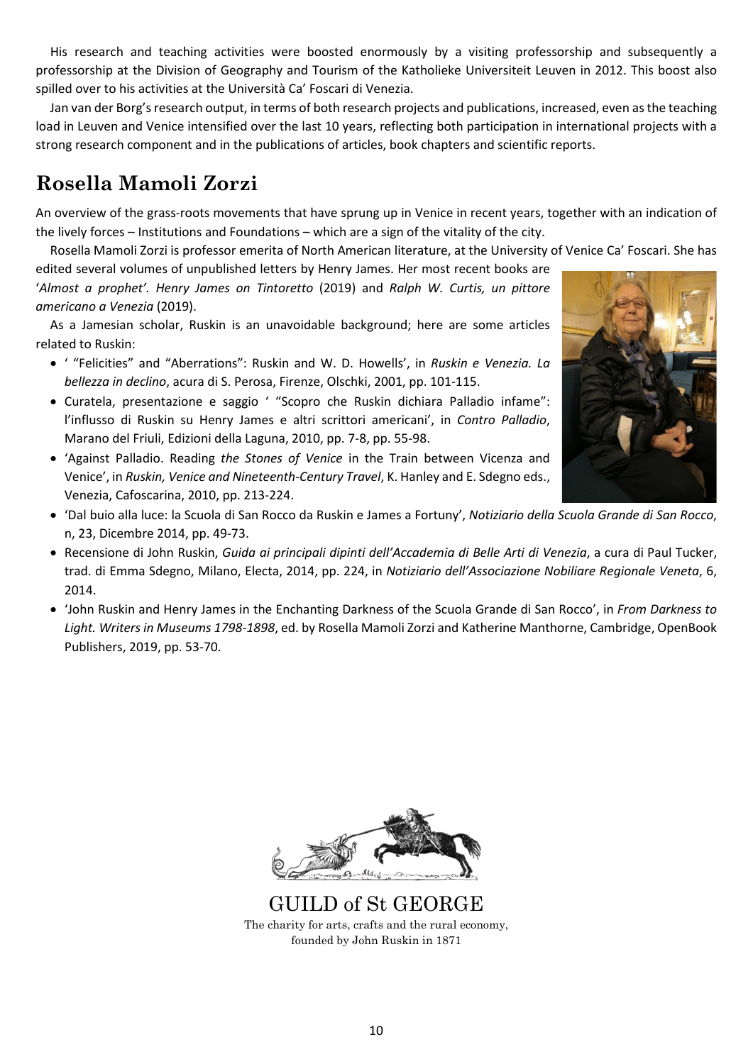His research and teaching activities were boosted enormously by a visiting professorship and subsequently a professorship at the Division of Geography and Tourism of the Katholieke Universiteit Leuven in 2012. This boost also spilled over to his activities at the Università Ca' Foscari di Venezia.

Jan van der Borg's research output, in terms of both research projects and publications, increased, even as the teaching load in Leuven and Venice intensified over the last 10 years, reflecting both participation in international projects with a strong research component and in the publications of articles, book chapters and scientific reports.

## Rosella Mamoli Zorzi

An overview of the grass-roots movements that have sprung up in Venice in recent years, together with an indication of the lively forces – Institutions and Foundations – which are a sign of the vitality of the city.

Rosella Mamoli Zorzi is professor emerita of North American literature, at the University of Venice Ca' Foscari. She has edited several volumes of unpublished letters by Henry James. Her most recent books are '*Almost a prophet'. Henry James on Tintoretto* (2019) and *Ralph W. Curtis, un pittore americano a Venezia* (2019).

As a Jamesian scholar, Ruskin is an unavoidable background; here are some articles related to Ruskin:

- ' "Felicities" and "Aberrations": Ruskin and W. D. Howells', in *Ruskin e Venezia. La bellezza in declino*, acura di S. Perosa, Firenze, Olschki, 2001, pp. 101-115.
- Curatela, presentazione e saggio ' "Scopro che Ruskin dichiara Palladio infame": l'influsso di Ruskin su Henry James e altri scrittori americani', in *Contro Palladio*, Marano del Friuli, Edizioni della Laguna, 2010, pp. 7-8, pp. 55-98.
- 'Against Palladio. Reading *the Stones of Venice* in the Train between Vicenza and Venice', in *Ruskin, Venice and Nineteenth-Century Travel*, K. Hanley and E. Sdegno eds., Venezia, Cafoscarina, 2010, pp. 213-224.
- 'Dal buio alla luce: la Scuola di San Rocco da Ruskin e James a Fortuny', *Notiziario della Scuola Grande di San Rocco*, n, 23, Dicembre 2014, pp. 49-73.
- Recensione di John Ruskin, *Guida ai principali dipinti dell'Accademia di Belle Arti di Venezia*, a cura di Paul Tucker, trad. di Emma Sdegno, Milano, Electa, 2014, pp. 224, in *Notiziario dell'Associazione Nobiliare Regionale Veneta*, 6, 2014.
- 'John Ruskin and Henry James in the Enchanting Darkness of the Scuola Grande di San Rocco', in *From Darkness to Light. Writers in Museums 1798-1898*, ed. by Rosella Mamoli Zorzi and Katherine Manthorne, Cambridge, OpenBook Publishers, 2019, pp. 53-70.

GUILD of St GEORGE

The charity for arts, crafts and the rural economy, founded by John Ruskin in 1871